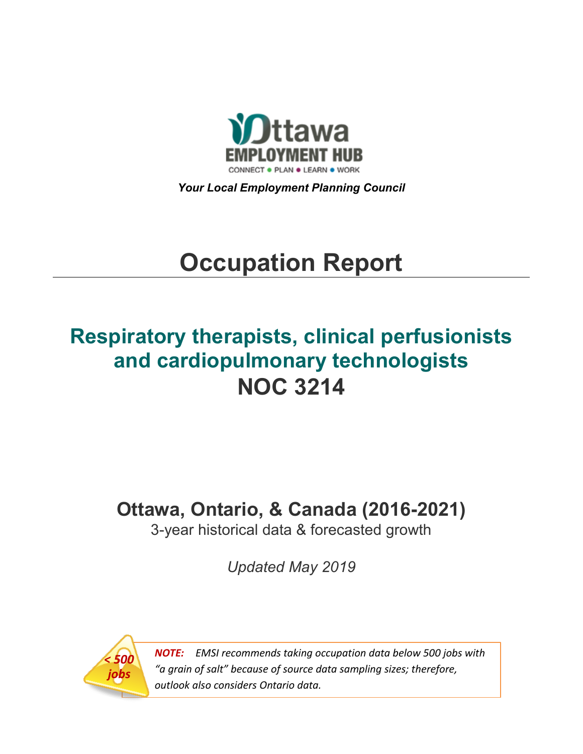Ottawa EMPLOYMENT HUB

CONNECT • PLAN • LEARN • WORK

*Your Local Employment Planning Council*

# Occupation Report

## Respiratory therapists, clinical perfusionists and cardiopulmonary technologists
## NOC 3214

### Ottawa, Ontario, & Canada (2016-2021)

3-year historical data & forecasted growth

*Updated May 2019*

*< 500 jobs*

***NOTE:*** *EMSI recommends taking occupation data below 500 jobs with "a grain of salt" because of source data sampling sizes; therefore, outlook also considers Ontario data.*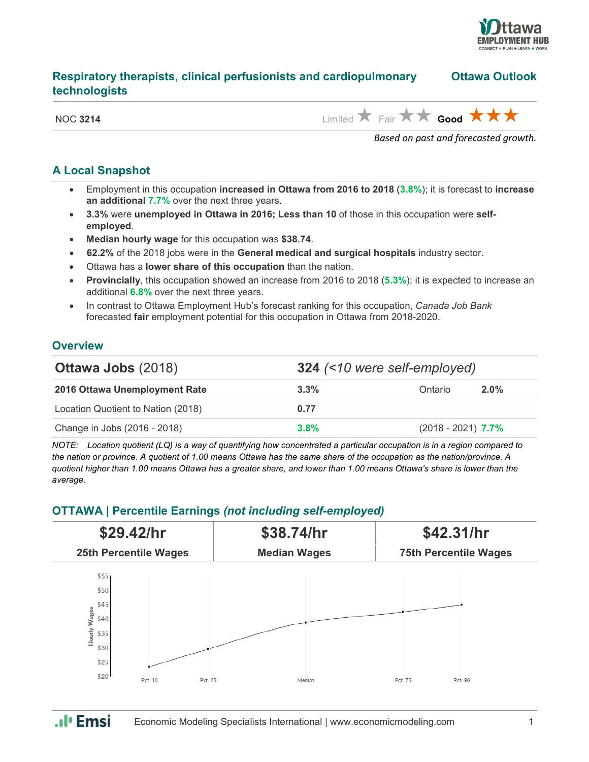## Respiratory therapists, clinical perfusionists and cardiopulmonary technologists

**Ottawa Outlook**

NOC **3214**

Limited ★ Fair ★★ **Good** ★★★

*Based on past and forecasted growth.*

### A Local Snapshot

- Employment in this occupation **increased in Ottawa from 2016 to 2018** (**3.8%**); it is forecast to **increase an additional 7.7%** over the next three years.
- **3.3%** were **unemployed in Ottawa in 2016; Less than 10** of those in this occupation were **self-employed**.
- **Median hourly wage** for this occupation was **$38.74**.
- **62.2%** of the 2018 jobs were in the **General medical and surgical hospitals** industry sector.
- Ottawa has a **lower share of this occupation** than the nation.
- **Provincially**, this occupation showed an increase from 2016 to 2018 (**5.3%**); it is expected to increase an additional **6.8%** over the next three years.
- In contrast to Ottawa Employment Hub's forecast ranking for this occupation, *Canada Job Bank* forecasted **fair** employment potential for this occupation in Ottawa from 2018-2020.

### Overview

| **Ottawa Jobs** (2018) | **324** *(<10 were self-employed)* | |
|---|---|---|
| **2016 Ottawa Unemployment Rate** | **3.3%** | Ontario **2.0%** |
| Location Quotient to Nation (2018) | **0.77** | |
| Change in Jobs (2016 - 2018) | **3.8%** | (2018 - 2021) **7.7%** |

*NOTE: Location quotient (LQ) is a way of quantifying how concentrated a particular occupation is in a region compared to the nation or province. A quotient of 1.00 means Ottawa has the same share of the occupation as the nation/province. A quotient higher than 1.00 means Ottawa has a greater share, and lower than 1.00 means Ottawa's share is lower than the average.*

### OTTAWA | Percentile Earnings *(not including self-employed)*

| **$29.42/hr** | **$38.74/hr** | **$42.31/hr** |
|---|---|---|
| **25th Percentile Wages** | **Median Wages** | **75th Percentile Wages** |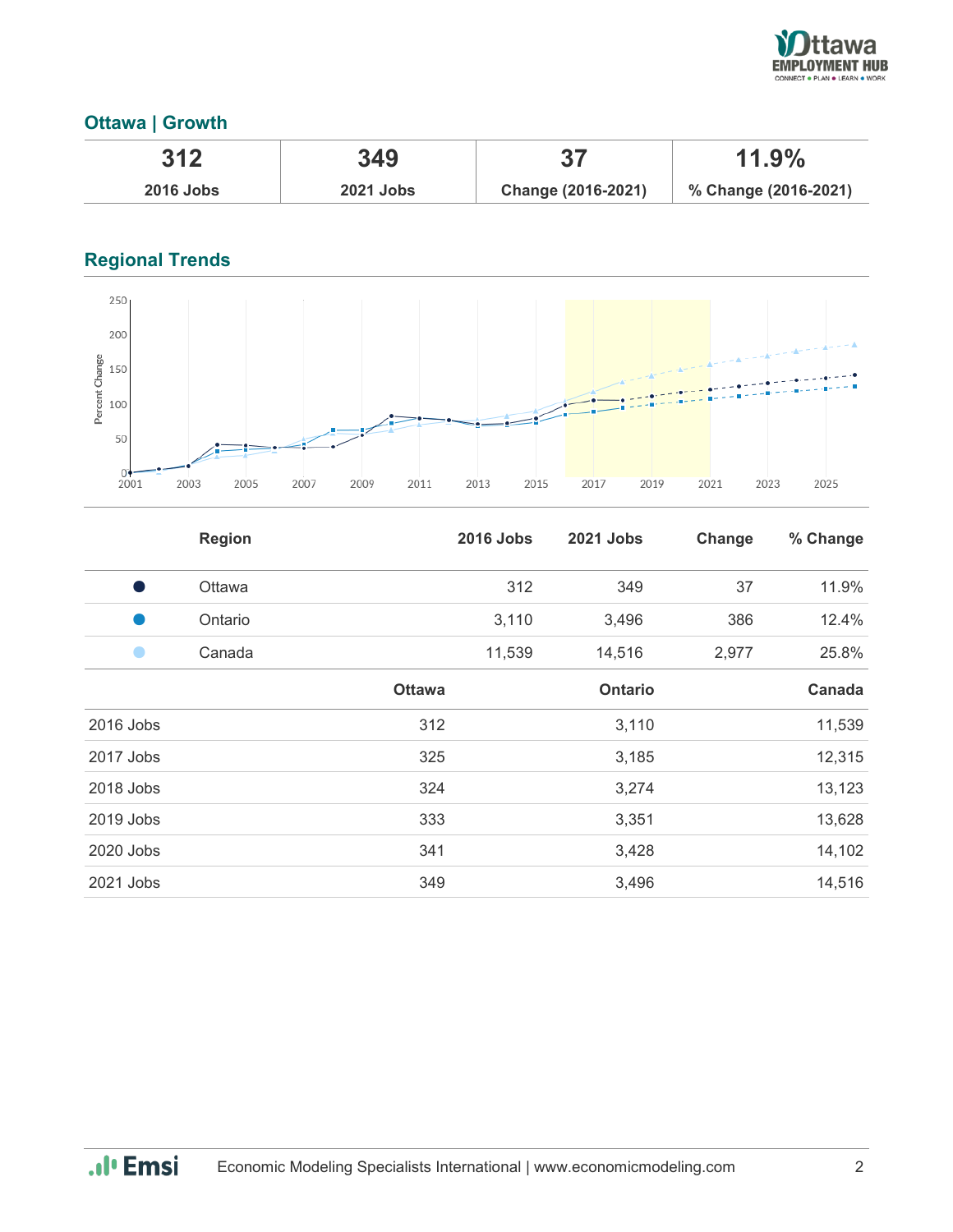## Ottawa | Growth

| 312 | 349 | 37 | 11.9% |
|---|---|---|---|
| 2016 Jobs | 2021 Jobs | Change (2016-2021) | % Change (2016-2021) |

## Regional Trends

| | Region | 2016 Jobs | 2021 Jobs | Change | % Change |
|---|---|---|---|---|---|
| ● | Ottawa | 312 | 349 | 37 | 11.9% |
| ● | Ontario | 3,110 | 3,496 | 386 | 12.4% |
| ● | Canada | 11,539 | 14,516 | 2,977 | 25.8% |

| | Ottawa | Ontario | Canada |
|---|---|---|---|
| 2016 Jobs | 312 | 3,110 | 11,539 |
| 2017 Jobs | 325 | 3,185 | 12,315 |
| 2018 Jobs | 324 | 3,274 | 13,123 |
| 2019 Jobs | 333 | 3,351 | 13,628 |
| 2020 Jobs | 341 | 3,428 | 14,102 |
| 2021 Jobs | 349 | 3,496 | 14,516 |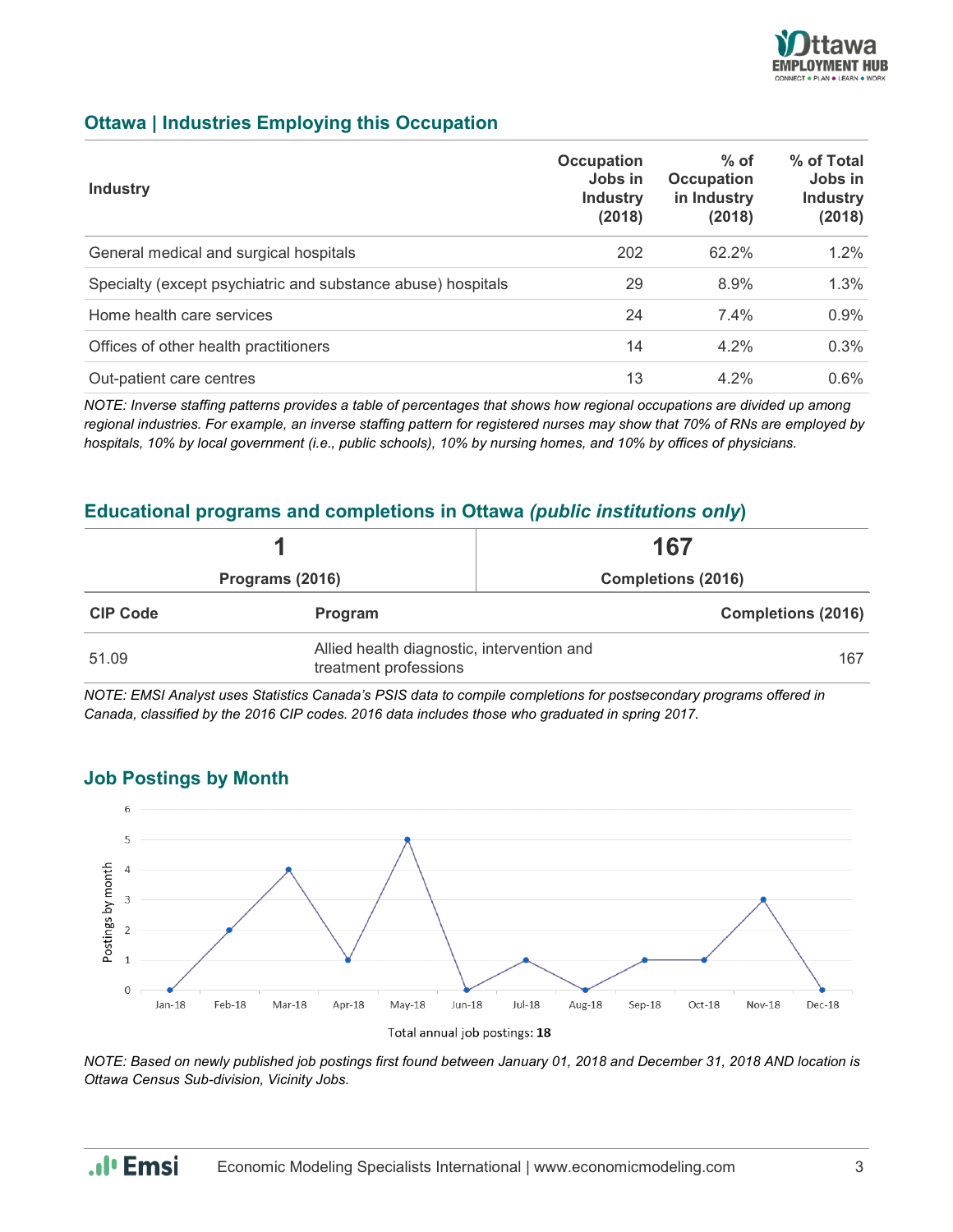## Ottawa | Industries Employing this Occupation

| Industry | Occupation Jobs in Industry (2018) | % of Occupation in Industry (2018) | % of Total Jobs in Industry (2018) |
|---|---|---|---|
| General medical and surgical hospitals | 202 | 62.2% | 1.2% |
| Specialty (except psychiatric and substance abuse) hospitals | 29 | 8.9% | 1.3% |
| Home health care services | 24 | 7.4% | 0.9% |
| Offices of other health practitioners | 14 | 4.2% | 0.3% |
| Out-patient care centres | 13 | 4.2% | 0.6% |

*NOTE: Inverse staffing patterns provides a table of percentages that shows how regional occupations are divided up among regional industries. For example, an inverse staffing pattern for registered nurses may show that 70% of RNs are employed by hospitals, 10% by local government (i.e., public schools), 10% by nursing homes, and 10% by offices of physicians.*

## Educational programs and completions in Ottawa *(public institutions only)*

| 1 | 167 |
|---|---|
| Programs (2016) | Completions (2016) |

| CIP Code | Program | Completions (2016) |
|---|---|---|
| 51.09 | Allied health diagnostic, intervention and treatment professions | 167 |

*NOTE: EMSI Analyst uses Statistics Canada's PSIS data to compile completions for postsecondary programs offered in Canada, classified by the 2016 CIP codes. 2016 data includes those who graduated in spring 2017.*

## Job Postings by Month

| Month | Postings by month |
|---|---|
| Jan-18 | 0 |
| Feb-18 | 2 |
| Mar-18 | 4 |
| Apr-18 | 1 |
| May-18 | 5 |
| Jun-18 | 0 |
| Jul-18 | 1 |
| Aug-18 | 0 |
| Sep-18 | 1 |
| Oct-18 | 1 |
| Nov-18 | 3 |
| Dec-18 | 0 |

Total annual job postings: **18**

*NOTE: Based on newly published job postings first found between January 01, 2018 and December 31, 2018 AND location is Ottawa Census Sub-division, Vicinity Jobs.*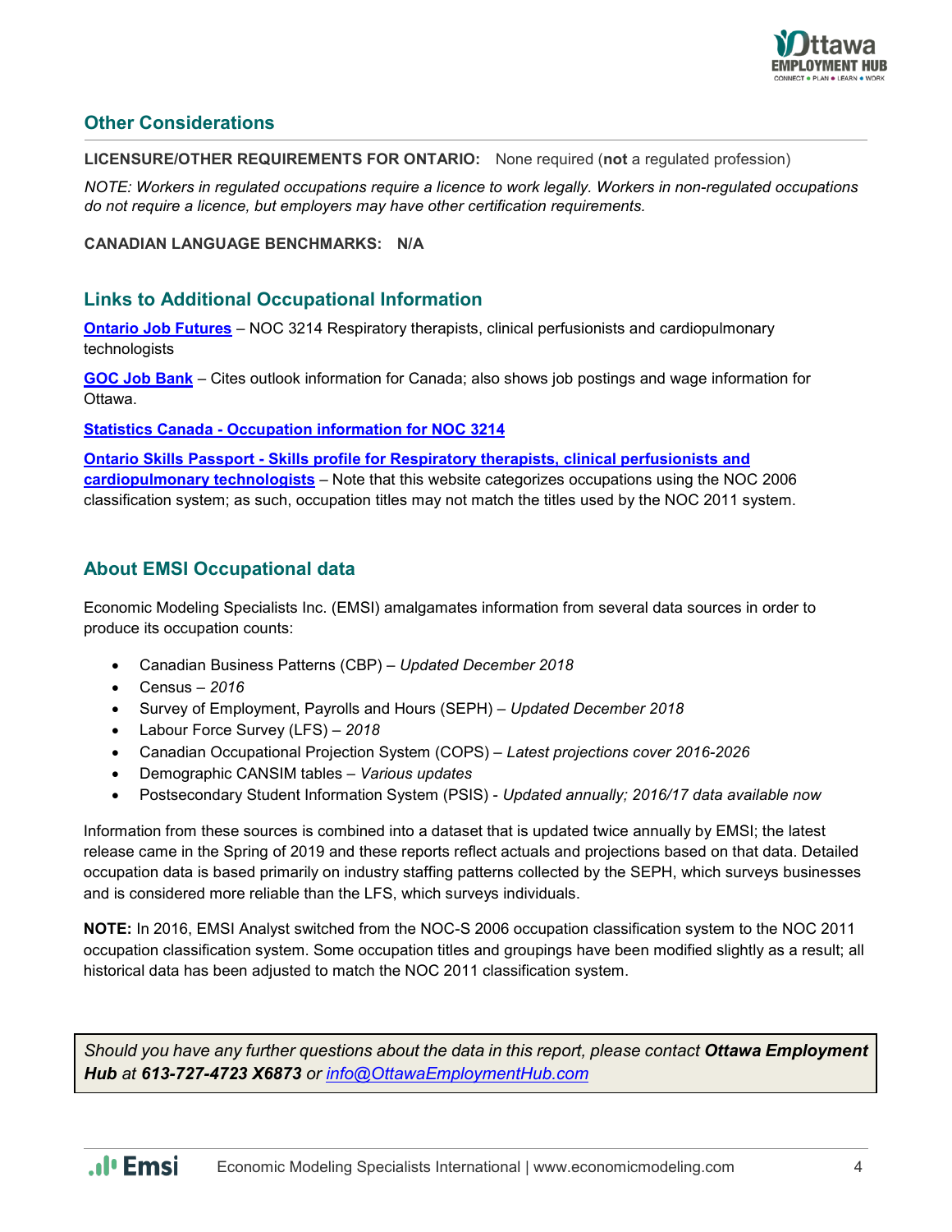## Other Considerations

**LICENSURE/OTHER REQUIREMENTS FOR ONTARIO:** None required (**not** a regulated profession)

*NOTE: Workers in regulated occupations require a licence to work legally. Workers in non-regulated occupations do not require a licence, but employers may have other certification requirements.*

**CANADIAN LANGUAGE BENCHMARKS: N/A**

## Links to Additional Occupational Information

**Ontario Job Futures** – NOC 3214 Respiratory therapists, clinical perfusionists and cardiopulmonary technologists

**GOC Job Bank** – Cites outlook information for Canada; also shows job postings and wage information for Ottawa.

**Statistics Canada - Occupation information for NOC 3214**

**Ontario Skills Passport - Skills profile for Respiratory therapists, clinical perfusionists and cardiopulmonary technologists** – Note that this website categorizes occupations using the NOC 2006 classification system; as such, occupation titles may not match the titles used by the NOC 2011 system.

## About EMSI Occupational data

Economic Modeling Specialists Inc. (EMSI) amalgamates information from several data sources in order to produce its occupation counts:

- Canadian Business Patterns (CBP) – *Updated December 2018*
- Census – *2016*
- Survey of Employment, Payrolls and Hours (SEPH) – *Updated December 2018*
- Labour Force Survey (LFS) – *2018*
- Canadian Occupational Projection System (COPS) – *Latest projections cover 2016-2026*
- Demographic CANSIM tables – *Various updates*
- Postsecondary Student Information System (PSIS) - *Updated annually; 2016/17 data available now*

Information from these sources is combined into a dataset that is updated twice annually by EMSI; the latest release came in the Spring of 2019 and these reports reflect actuals and projections based on that data. Detailed occupation data is based primarily on industry staffing patterns collected by the SEPH, which surveys businesses and is considered more reliable than the LFS, which surveys individuals.

**NOTE:** In 2016, EMSI Analyst switched from the NOC-S 2006 occupation classification system to the NOC 2011 occupation classification system. Some occupation titles and groupings have been modified slightly as a result; all historical data has been adjusted to match the NOC 2011 classification system.

*Should you have any further questions about the data in this report, please contact **Ottawa Employment Hub** at **613-727-4723 X6873** or info@OttawaEmploymentHub.com*